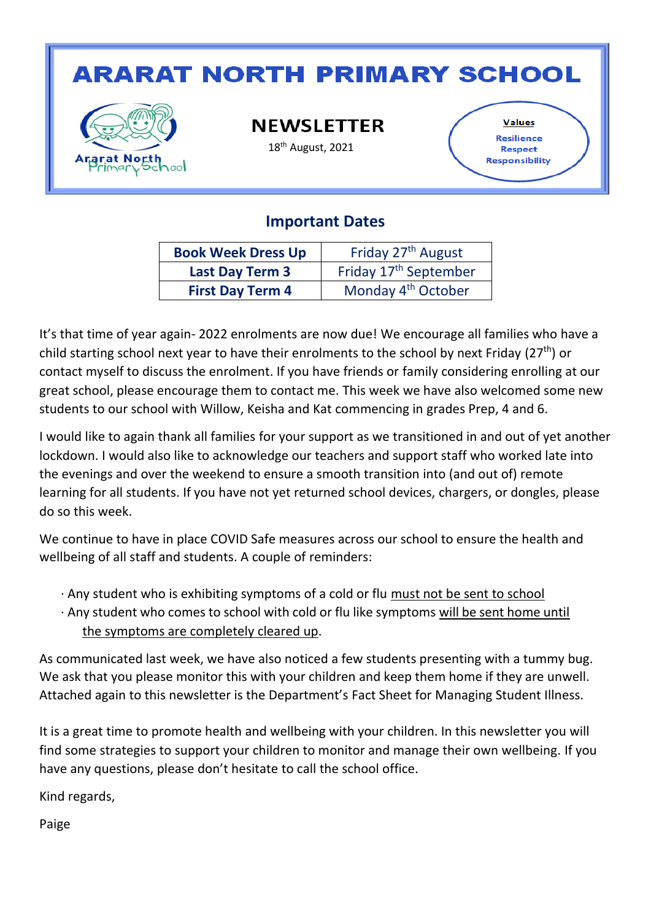# ARARAT NORTH PRIMARY SCHOOL

Ararat North Primary School

## NEWSLETTER

18th August, 2021

**Values**

Resilience
Respect
Responsibility

## Important Dates

| | |
|---|---|
| **Book Week Dress Up** | Friday 27th August |
| **Last Day Term 3** | Friday 17th September |
| **First Day Term 4** | Monday 4th October |

It's that time of year again- 2022 enrolments are now due! We encourage all families who have a child starting school next year to have their enrolments to the school by next Friday (27th) or contact myself to discuss the enrolment. If you have friends or family considering enrolling at our great school, please encourage them to contact me. This week we have also welcomed some new students to our school with Willow, Keisha and Kat commencing in grades Prep, 4 and 6.

I would like to again thank all families for your support as we transitioned in and out of yet another lockdown. I would also like to acknowledge our teachers and support staff who worked late into the evenings and over the weekend to ensure a smooth transition into (and out of) remote learning for all students. If you have not yet returned school devices, chargers, or dongles, please do so this week.

We continue to have in place COVID Safe measures across our school to ensure the health and wellbeing of all staff and students. A couple of reminders:

- Any student who is exhibiting symptoms of a cold or flu <u>must not be sent to school</u>
- Any student who comes to school with cold or flu like symptoms <u>will be sent home until the symptoms are completely cleared up</u>.

As communicated last week, we have also noticed a few students presenting with a tummy bug. We ask that you please monitor this with your children and keep them home if they are unwell. Attached again to this newsletter is the Department's Fact Sheet for Managing Student Illness.

It is a great time to promote health and wellbeing with your children. In this newsletter you will find some strategies to support your children to monitor and manage their own wellbeing. If you have any questions, please don't hesitate to call the school office.

Kind regards,

Paige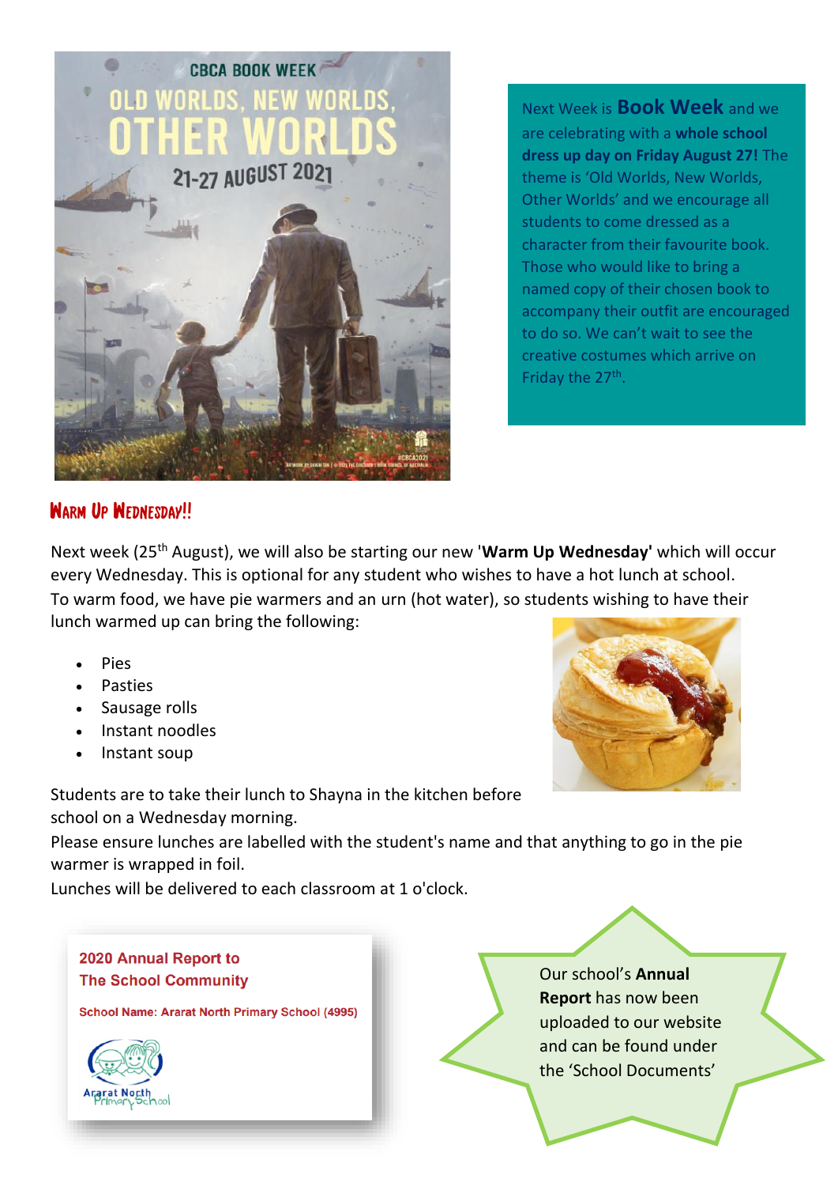Next Week is **Book Week** and we are celebrating with a **whole school dress up day on Friday August 27!** The theme is 'Old Worlds, New Worlds, Other Worlds' and we encourage all students to come dressed as a character from their favourite book. Those who would like to bring a named copy of their chosen book to accompany their outfit are encouraged to do so. We can't wait to see the creative costumes which arrive on Friday the 27th.

## Warm Up Wednesday!!

Next week (25th August), we will also be starting our new '**Warm Up Wednesday'** which will occur every Wednesday. This is optional for any student who wishes to have a hot lunch at school.

To warm food, we have pie warmers and an urn (hot water), so students wishing to have their lunch warmed up can bring the following:

- Pies
- Pasties
- Sausage rolls
- Instant noodles
- Instant soup

Students are to take their lunch to Shayna in the kitchen before school on a Wednesday morning.

Please ensure lunches are labelled with the student's name and that anything to go in the pie warmer is wrapped in foil.

Lunches will be delivered to each classroom at 1 o'clock.

**2020 Annual Report to The School Community**

School Name: Ararat North Primary School (4995)

Our school's **Annual Report** has now been uploaded to our website and can be found under the 'School Documents'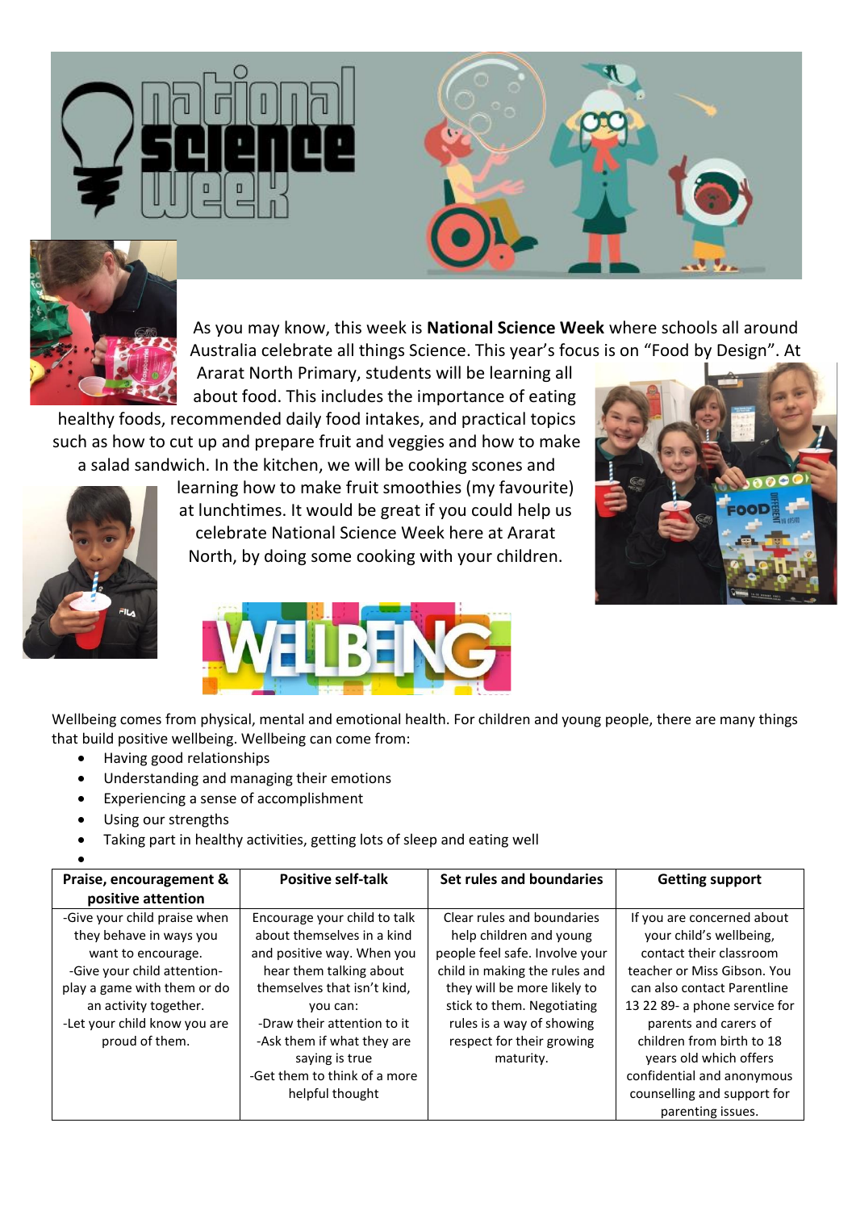# National Science Week

As you may know, this week is **National Science Week** where schools all around Australia celebrate all things Science. This year's focus is on "Food by Design". At Ararat North Primary, students will be learning all about food. This includes the importance of eating healthy foods, recommended daily food intakes, and practical topics such as how to cut up and prepare fruit and veggies and how to make a salad sandwich. In the kitchen, we will be cooking scones and learning how to make fruit smoothies (my favourite) at lunchtimes. It would be great if you could help us celebrate National Science Week here at Ararat North, by doing some cooking with your children.

# WELLBEING

Wellbeing comes from physical, mental and emotional health. For children and young people, there are many things that build positive wellbeing. Wellbeing can come from:

- Having good relationships
- Understanding and managing their emotions
- Experiencing a sense of accomplishment
- Using our strengths
- Taking part in healthy activities, getting lots of sleep and eating well

| Praise, encouragement & positive attention | Positive self-talk | Set rules and boundaries | Getting support |
|---|---|---|---|
| -Give your child praise when they behave in ways you want to encourage.<br>-Give your child attention- play a game with them or do an activity together.<br>-Let your child know you are proud of them. | Encourage your child to talk about themselves in a kind and positive way. When you hear them talking about themselves that isn't kind, you can:<br>-Draw their attention to it<br>-Ask them if what they are saying is true<br>-Get them to think of a more helpful thought | Clear rules and boundaries help children and young people feel safe. Involve your child in making the rules and they will be more likely to stick to them. Negotiating rules is a way of showing respect for their growing maturity. | If you are concerned about your child's wellbeing, contact their classroom teacher or Miss Gibson. You can also contact Parentline 13 22 89- a phone service for parents and carers of children from birth to 18 years old which offers confidential and anonymous counselling and support for parenting issues. |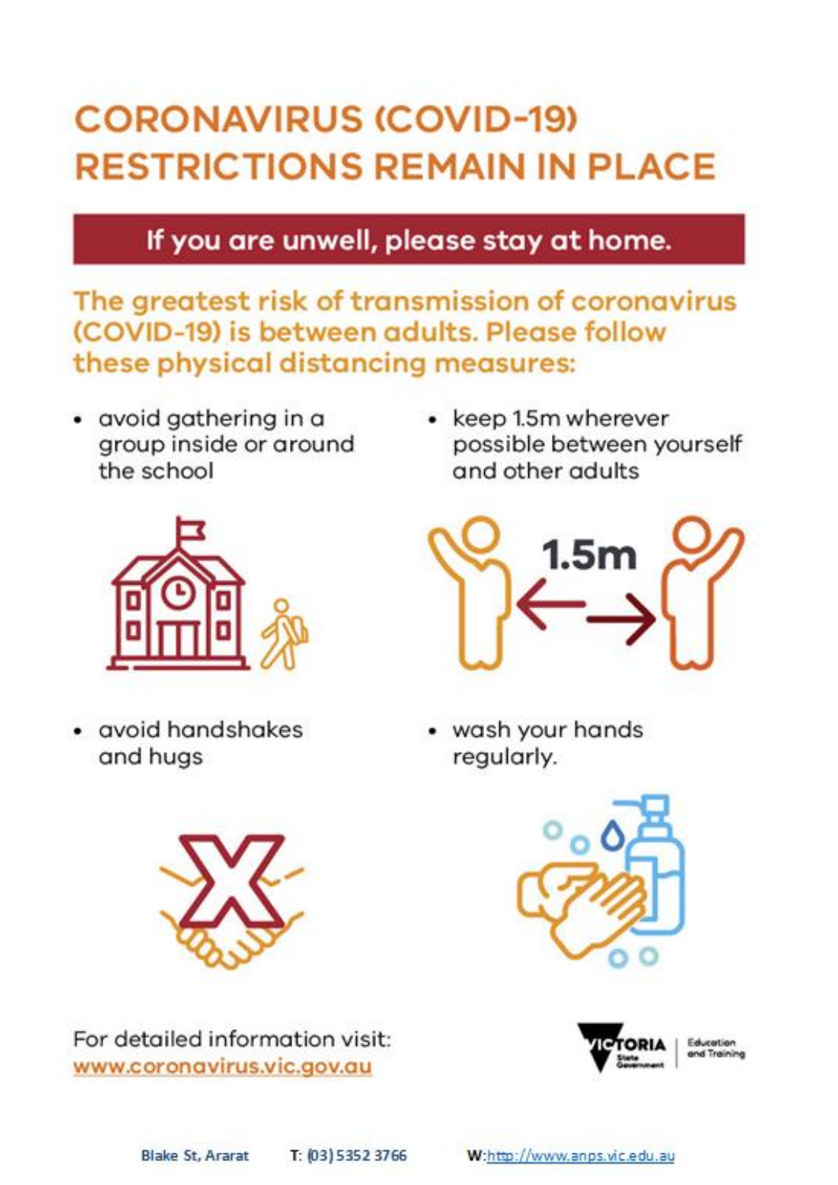# CORONAVIRUS (COVID-19) RESTRICTIONS REMAIN IN PLACE

## If you are unwell, please stay at home.

**The greatest risk of transmission of coronavirus (COVID-19) is between adults. Please follow these physical distancing measures:**

- avoid gathering in a group inside or around the school
- keep 1.5m wherever possible between yourself and other adults
- avoid handshakes and hugs
- wash your hands regularly.

For detailed information visit:
www.coronavirus.vic.gov.au